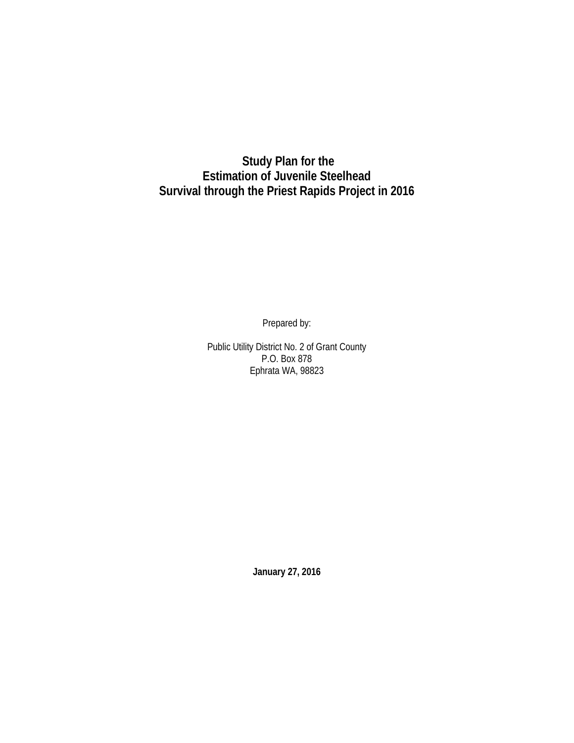# Study Plan for the Estimation of Juvenile Steelhead Survival through the Priest Rapids Project in 2016

Prepared by:

Public Utility District No. 2 of Grant County
P.O. Box 878
Ephrata WA, 98823

**January 27, 2016**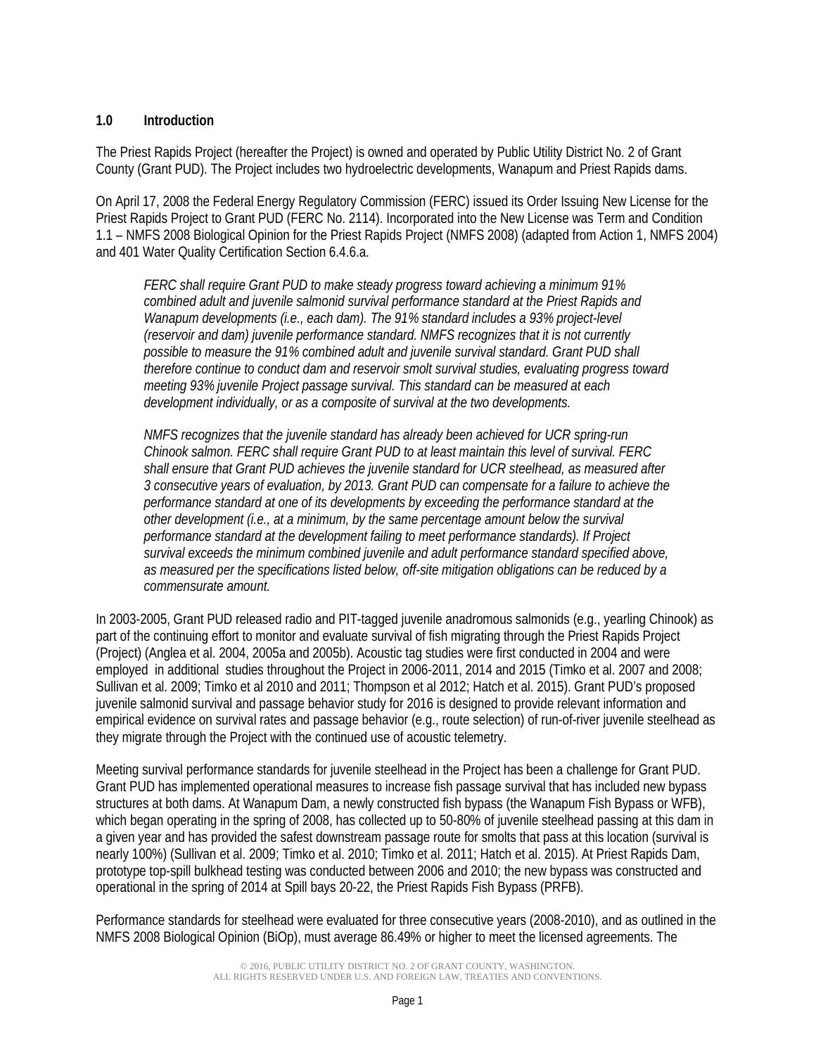## 1.0 Introduction

The Priest Rapids Project (hereafter the Project) is owned and operated by Public Utility District No. 2 of Grant County (Grant PUD). The Project includes two hydroelectric developments, Wanapum and Priest Rapids dams.

On April 17, 2008 the Federal Energy Regulatory Commission (FERC) issued its Order Issuing New License for the Priest Rapids Project to Grant PUD (FERC No. 2114). Incorporated into the New License was Term and Condition 1.1 – NMFS 2008 Biological Opinion for the Priest Rapids Project (NMFS 2008) (adapted from Action 1, NMFS 2004) and 401 Water Quality Certification Section 6.4.6.a.

> *FERC shall require Grant PUD to make steady progress toward achieving a minimum 91% combined adult and juvenile salmonid survival performance standard at the Priest Rapids and Wanapum developments (i.e., each dam). The 91% standard includes a 93% project-level (reservoir and dam) juvenile performance standard. NMFS recognizes that it is not currently possible to measure the 91% combined adult and juvenile survival standard. Grant PUD shall therefore continue to conduct dam and reservoir smolt survival studies, evaluating progress toward meeting 93% juvenile Project passage survival. This standard can be measured at each development individually, or as a composite of survival at the two developments.*
>
> *NMFS recognizes that the juvenile standard has already been achieved for UCR spring-run Chinook salmon. FERC shall require Grant PUD to at least maintain this level of survival. FERC shall ensure that Grant PUD achieves the juvenile standard for UCR steelhead, as measured after 3 consecutive years of evaluation, by 2013. Grant PUD can compensate for a failure to achieve the performance standard at one of its developments by exceeding the performance standard at the other development (i.e., at a minimum, by the same percentage amount below the survival performance standard at the development failing to meet performance standards). If Project survival exceeds the minimum combined juvenile and adult performance standard specified above, as measured per the specifications listed below, off-site mitigation obligations can be reduced by a commensurate amount.*

In 2003-2005, Grant PUD released radio and PIT-tagged juvenile anadromous salmonids (e.g., yearling Chinook) as part of the continuing effort to monitor and evaluate survival of fish migrating through the Priest Rapids Project (Project) (Anglea et al. 2004, 2005a and 2005b). Acoustic tag studies were first conducted in 2004 and were employed in additional studies throughout the Project in 2006-2011, 2014 and 2015 (Timko et al. 2007 and 2008; Sullivan et al. 2009; Timko et al 2010 and 2011; Thompson et al 2012; Hatch et al. 2015). Grant PUD's proposed juvenile salmonid survival and passage behavior study for 2016 is designed to provide relevant information and empirical evidence on survival rates and passage behavior (e.g., route selection) of run-of-river juvenile steelhead as they migrate through the Project with the continued use of acoustic telemetry.

Meeting survival performance standards for juvenile steelhead in the Project has been a challenge for Grant PUD. Grant PUD has implemented operational measures to increase fish passage survival that has included new bypass structures at both dams. At Wanapum Dam, a newly constructed fish bypass (the Wanapum Fish Bypass or WFB), which began operating in the spring of 2008, has collected up to 50-80% of juvenile steelhead passing at this dam in a given year and has provided the safest downstream passage route for smolts that pass at this location (survival is nearly 100%) (Sullivan et al. 2009; Timko et al. 2010; Timko et al. 2011; Hatch et al. 2015). At Priest Rapids Dam, prototype top-spill bulkhead testing was conducted between 2006 and 2010; the new bypass was constructed and operational in the spring of 2014 at Spill bays 20-22, the Priest Rapids Fish Bypass (PRFB).

Performance standards for steelhead were evaluated for three consecutive years (2008-2010), and as outlined in the NMFS 2008 Biological Opinion (BiOp), must average 86.49% or higher to meet the licensed agreements. The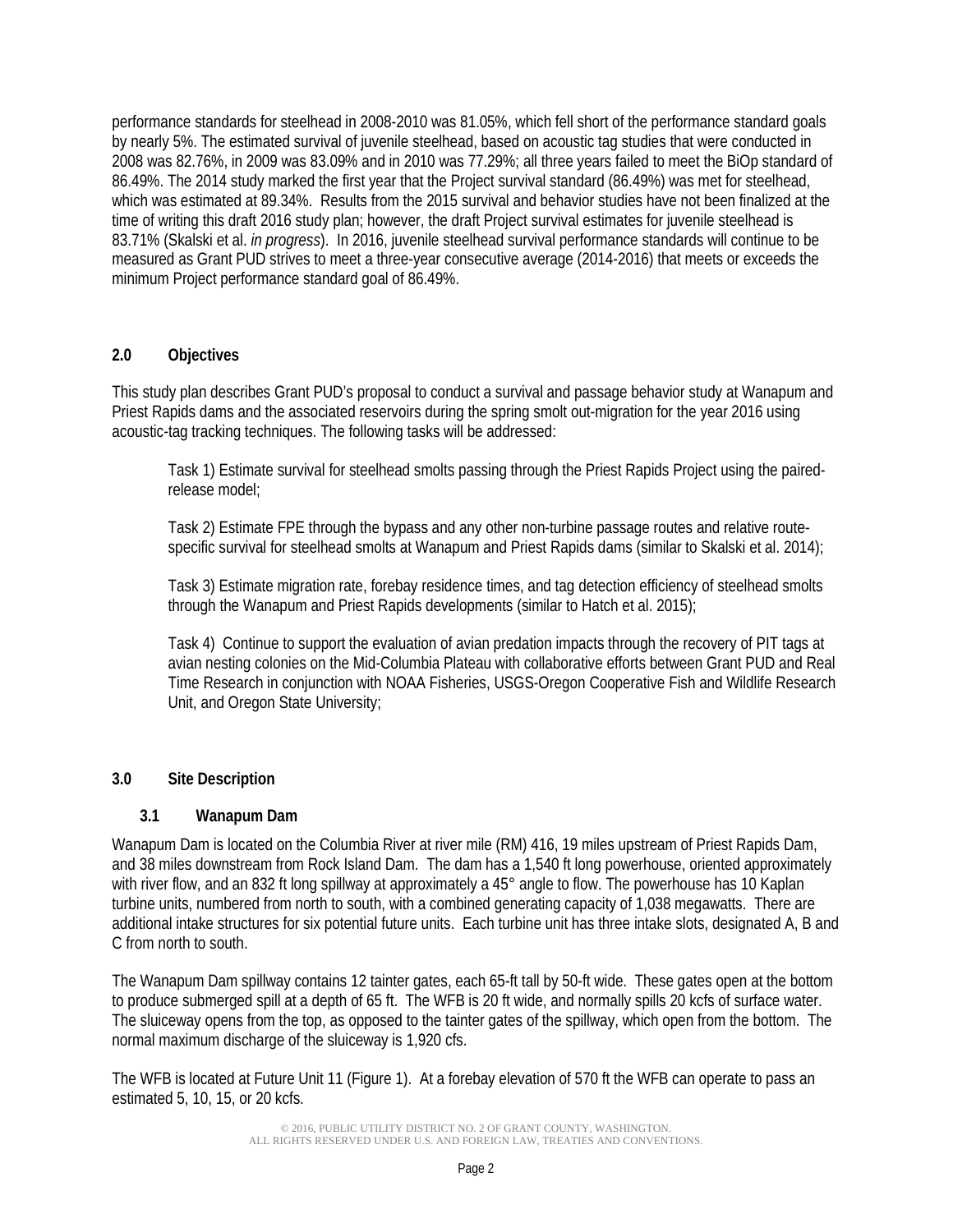performance standards for steelhead in 2008-2010 was 81.05%, which fell short of the performance standard goals by nearly 5%. The estimated survival of juvenile steelhead, based on acoustic tag studies that were conducted in 2008 was 82.76%, in 2009 was 83.09% and in 2010 was 77.29%; all three years failed to meet the BiOp standard of 86.49%. The 2014 study marked the first year that the Project survival standard (86.49%) was met for steelhead, which was estimated at 89.34%. Results from the 2015 survival and behavior studies have not been finalized at the time of writing this draft 2016 study plan; however, the draft Project survival estimates for juvenile steelhead is 83.71% (Skalski et al. *in progress*). In 2016, juvenile steelhead survival performance standards will continue to be measured as Grant PUD strives to meet a three-year consecutive average (2014-2016) that meets or exceeds the minimum Project performance standard goal of 86.49%.

## 2.0 Objectives

This study plan describes Grant PUD's proposal to conduct a survival and passage behavior study at Wanapum and Priest Rapids dams and the associated reservoirs during the spring smolt out-migration for the year 2016 using acoustic-tag tracking techniques. The following tasks will be addressed:

Task 1) Estimate survival for steelhead smolts passing through the Priest Rapids Project using the paired-release model;

Task 2) Estimate FPE through the bypass and any other non-turbine passage routes and relative route-specific survival for steelhead smolts at Wanapum and Priest Rapids dams (similar to Skalski et al. 2014);

Task 3) Estimate migration rate, forebay residence times, and tag detection efficiency of steelhead smolts through the Wanapum and Priest Rapids developments (similar to Hatch et al. 2015);

Task 4) Continue to support the evaluation of avian predation impacts through the recovery of PIT tags at avian nesting colonies on the Mid-Columbia Plateau with collaborative efforts between Grant PUD and Real Time Research in conjunction with NOAA Fisheries, USGS-Oregon Cooperative Fish and Wildlife Research Unit, and Oregon State University;

## 3.0 Site Description

### 3.1 Wanapum Dam

Wanapum Dam is located on the Columbia River at river mile (RM) 416, 19 miles upstream of Priest Rapids Dam, and 38 miles downstream from Rock Island Dam. The dam has a 1,540 ft long powerhouse, oriented approximately with river flow, and an 832 ft long spillway at approximately a 45° angle to flow. The powerhouse has 10 Kaplan turbine units, numbered from north to south, with a combined generating capacity of 1,038 megawatts. There are additional intake structures for six potential future units. Each turbine unit has three intake slots, designated A, B and C from north to south.

The Wanapum Dam spillway contains 12 tainter gates, each 65-ft tall by 50-ft wide. These gates open at the bottom to produce submerged spill at a depth of 65 ft. The WFB is 20 ft wide, and normally spills 20 kcfs of surface water. The sluiceway opens from the top, as opposed to the tainter gates of the spillway, which open from the bottom. The normal maximum discharge of the sluiceway is 1,920 cfs.

The WFB is located at Future Unit 11 (Figure 1). At a forebay elevation of 570 ft the WFB can operate to pass an estimated 5, 10, 15, or 20 kcfs.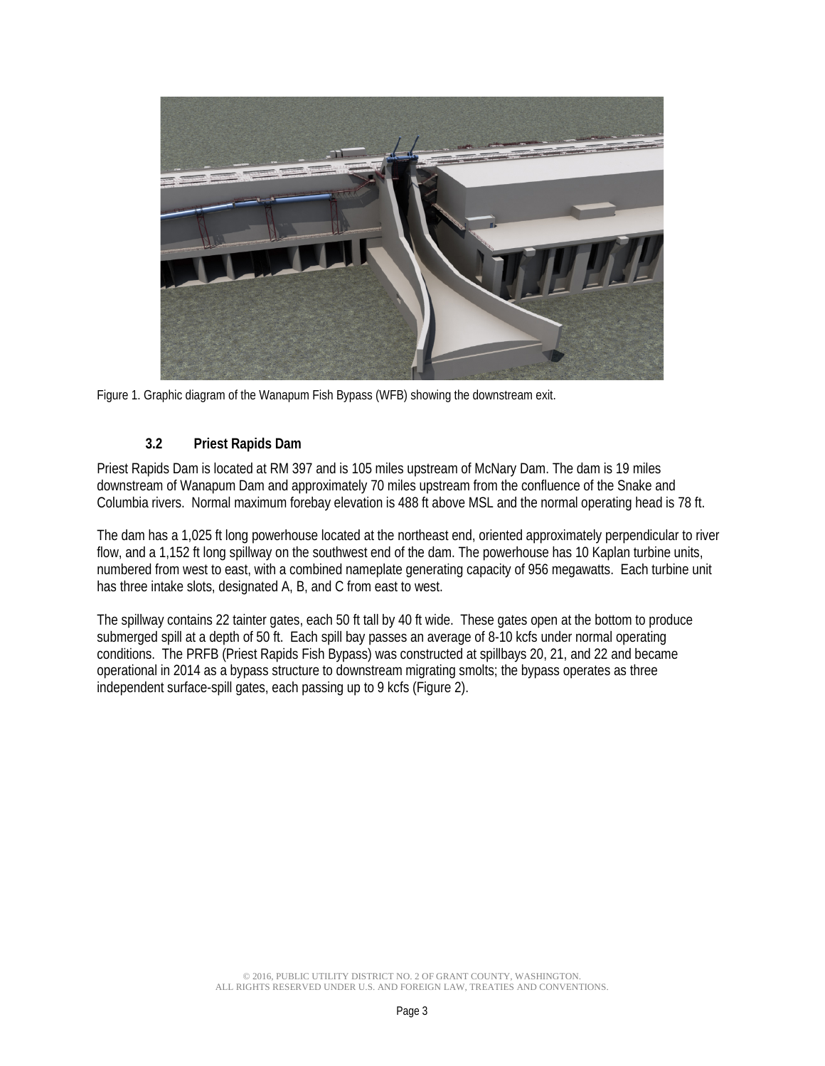Figure 1. Graphic diagram of the Wanapum Fish Bypass (WFB) showing the downstream exit.

### 3.2 Priest Rapids Dam

Priest Rapids Dam is located at RM 397 and is 105 miles upstream of McNary Dam. The dam is 19 miles downstream of Wanapum Dam and approximately 70 miles upstream from the confluence of the Snake and Columbia rivers. Normal maximum forebay elevation is 488 ft above MSL and the normal operating head is 78 ft.

The dam has a 1,025 ft long powerhouse located at the northeast end, oriented approximately perpendicular to river flow, and a 1,152 ft long spillway on the southwest end of the dam. The powerhouse has 10 Kaplan turbine units, numbered from west to east, with a combined nameplate generating capacity of 956 megawatts. Each turbine unit has three intake slots, designated A, B, and C from east to west.

The spillway contains 22 tainter gates, each 50 ft tall by 40 ft wide. These gates open at the bottom to produce submerged spill at a depth of 50 ft. Each spill bay passes an average of 8-10 kcfs under normal operating conditions. The PRFB (Priest Rapids Fish Bypass) was constructed at spillbays 20, 21, and 22 and became operational in 2014 as a bypass structure to downstream migrating smolts; the bypass operates as three independent surface-spill gates, each passing up to 9 kcfs (Figure 2).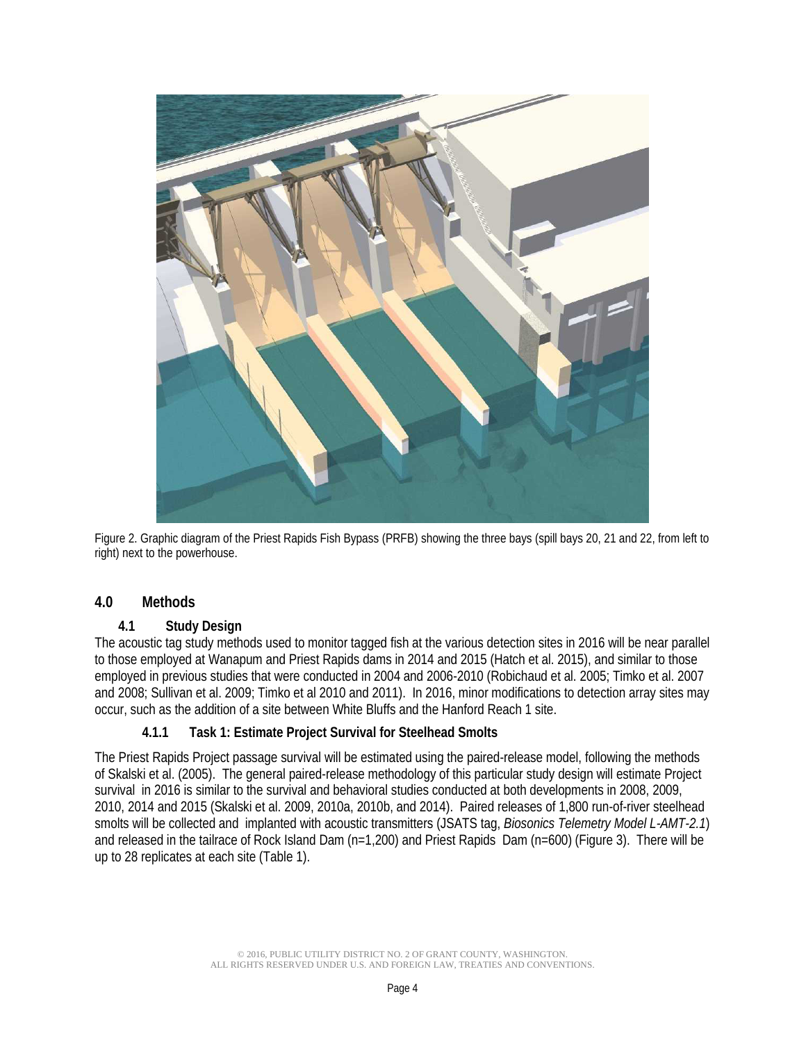Figure 2. Graphic diagram of the Priest Rapids Fish Bypass (PRFB) showing the three bays (spill bays 20, 21 and 22, from left to right) next to the powerhouse.

# 4.0 Methods

## 4.1 Study Design

The acoustic tag study methods used to monitor tagged fish at the various detection sites in 2016 will be near parallel to those employed at Wanapum and Priest Rapids dams in 2014 and 2015 (Hatch et al. 2015), and similar to those employed in previous studies that were conducted in 2004 and 2006-2010 (Robichaud et al. 2005; Timko et al. 2007 and 2008; Sullivan et al. 2009; Timko et al 2010 and 2011). In 2016, minor modifications to detection array sites may occur, such as the addition of a site between White Bluffs and the Hanford Reach 1 site.

### 4.1.1 Task 1: Estimate Project Survival for Steelhead Smolts

The Priest Rapids Project passage survival will be estimated using the paired-release model, following the methods of Skalski et al. (2005). The general paired-release methodology of this particular study design will estimate Project survival in 2016 is similar to the survival and behavioral studies conducted at both developments in 2008, 2009, 2010, 2014 and 2015 (Skalski et al. 2009, 2010a, 2010b, and 2014). Paired releases of 1,800 run-of-river steelhead smolts will be collected and implanted with acoustic transmitters (JSATS tag, *Biosonics Telemetry Model L-AMT-2.1*) and released in the tailrace of Rock Island Dam (n=1,200) and Priest Rapids Dam (n=600) (Figure 3). There will be up to 28 replicates at each site (Table 1).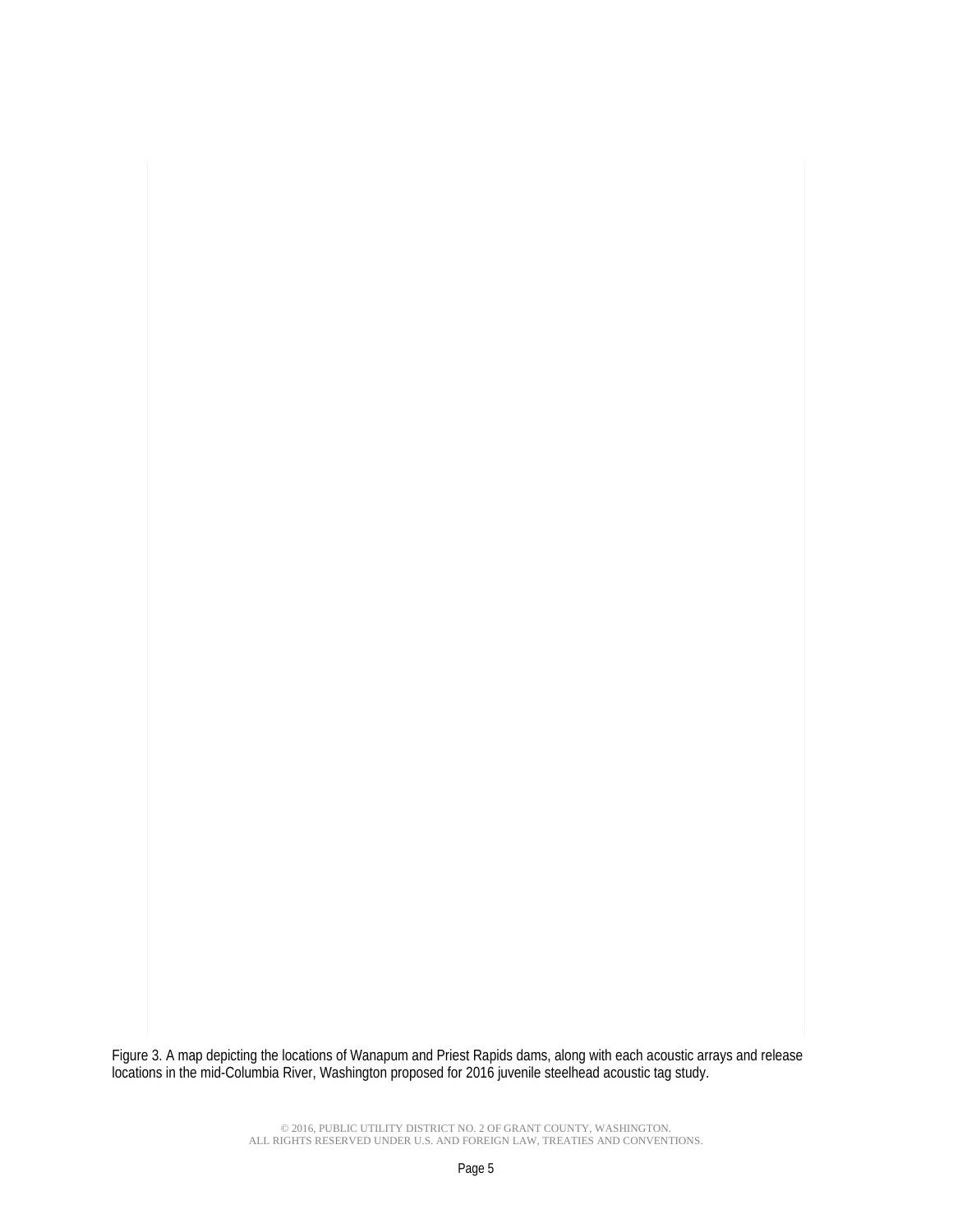Figure 3. A map depicting the locations of Wanapum and Priest Rapids dams, along with each acoustic arrays and release locations in the mid-Columbia River, Washington proposed for 2016 juvenile steelhead acoustic tag study.

© 2016, PUBLIC UTILITY DISTRICT NO. 2 OF GRANT COUNTY, WASHINGTON.
ALL RIGHTS RESERVED UNDER U.S. AND FOREIGN LAW, TREATIES AND CONVENTIONS.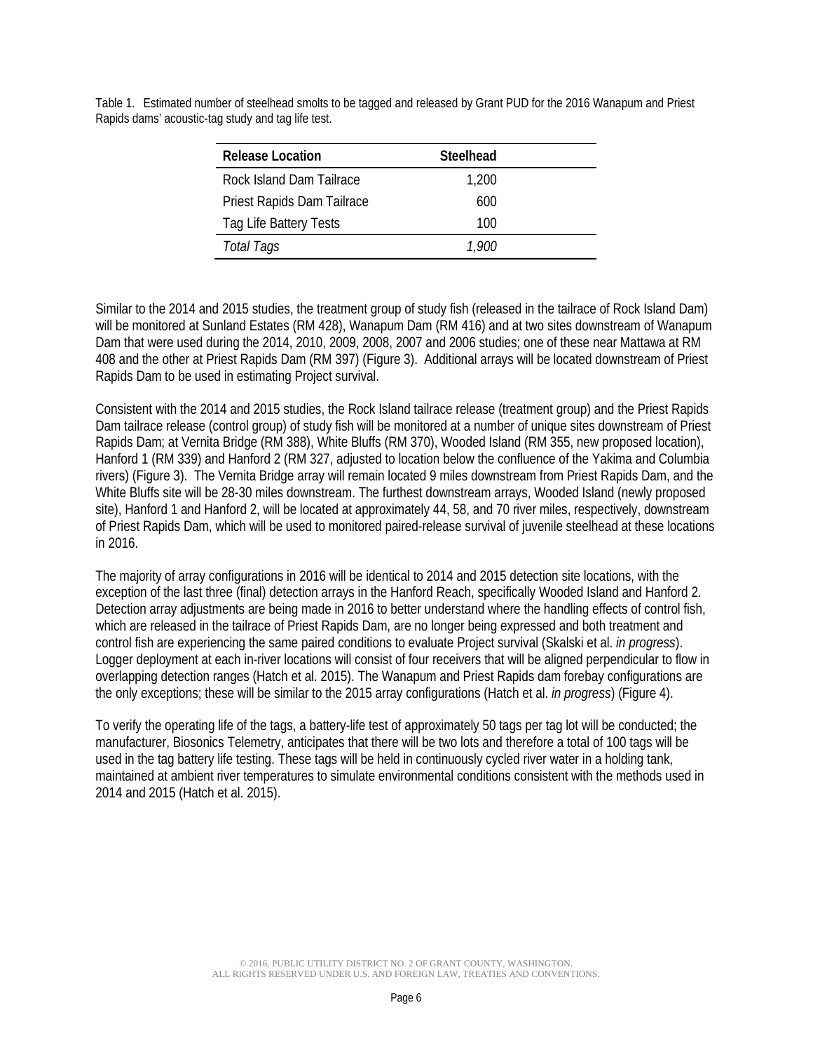Table 1. Estimated number of steelhead smolts to be tagged and released by Grant PUD for the 2016 Wanapum and Priest Rapids dams' acoustic-tag study and tag life test.

| Release Location | Steelhead |
|---|---|
| Rock Island Dam Tailrace | 1,200 |
| Priest Rapids Dam Tailrace | 600 |
| Tag Life Battery Tests | 100 |
| *Total Tags* | *1,900* |

Similar to the 2014 and 2015 studies, the treatment group of study fish (released in the tailrace of Rock Island Dam) will be monitored at Sunland Estates (RM 428), Wanapum Dam (RM 416) and at two sites downstream of Wanapum Dam that were used during the 2014, 2010, 2009, 2008, 2007 and 2006 studies; one of these near Mattawa at RM 408 and the other at Priest Rapids Dam (RM 397) (Figure 3). Additional arrays will be located downstream of Priest Rapids Dam to be used in estimating Project survival.

Consistent with the 2014 and 2015 studies, the Rock Island tailrace release (treatment group) and the Priest Rapids Dam tailrace release (control group) of study fish will be monitored at a number of unique sites downstream of Priest Rapids Dam; at Vernita Bridge (RM 388), White Bluffs (RM 370), Wooded Island (RM 355, new proposed location), Hanford 1 (RM 339) and Hanford 2 (RM 327, adjusted to location below the confluence of the Yakima and Columbia rivers) (Figure 3). The Vernita Bridge array will remain located 9 miles downstream from Priest Rapids Dam, and the White Bluffs site will be 28-30 miles downstream. The furthest downstream arrays, Wooded Island (newly proposed site), Hanford 1 and Hanford 2, will be located at approximately 44, 58, and 70 river miles, respectively, downstream of Priest Rapids Dam, which will be used to monitored paired-release survival of juvenile steelhead at these locations in 2016.

The majority of array configurations in 2016 will be identical to 2014 and 2015 detection site locations, with the exception of the last three (final) detection arrays in the Hanford Reach, specifically Wooded Island and Hanford 2. Detection array adjustments are being made in 2016 to better understand where the handling effects of control fish, which are released in the tailrace of Priest Rapids Dam, are no longer being expressed and both treatment and control fish are experiencing the same paired conditions to evaluate Project survival (Skalski et al. *in progress*). Logger deployment at each in-river locations will consist of four receivers that will be aligned perpendicular to flow in overlapping detection ranges (Hatch et al. 2015). The Wanapum and Priest Rapids dam forebay configurations are the only exceptions; these will be similar to the 2015 array configurations (Hatch et al. *in progress*) (Figure 4).

To verify the operating life of the tags, a battery-life test of approximately 50 tags per tag lot will be conducted; the manufacturer, Biosonics Telemetry, anticipates that there will be two lots and therefore a total of 100 tags will be used in the tag battery life testing. These tags will be held in continuously cycled river water in a holding tank, maintained at ambient river temperatures to simulate environmental conditions consistent with the methods used in 2014 and 2015 (Hatch et al. 2015).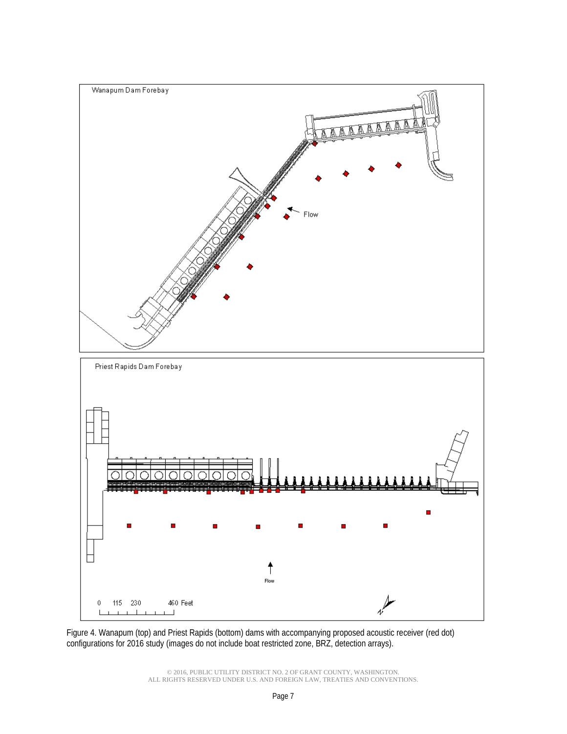Figure 4. Wanapum (top) and Priest Rapids (bottom) dams with accompanying proposed acoustic receiver (red dot) configurations for 2016 study (images do not include boat restricted zone, BRZ, detection arrays).

© 2016, PUBLIC UTILITY DISTRICT NO. 2 OF GRANT COUNTY, WASHINGTON.
ALL RIGHTS RESERVED UNDER U.S. AND FOREIGN LAW, TREATIES AND CONVENTIONS.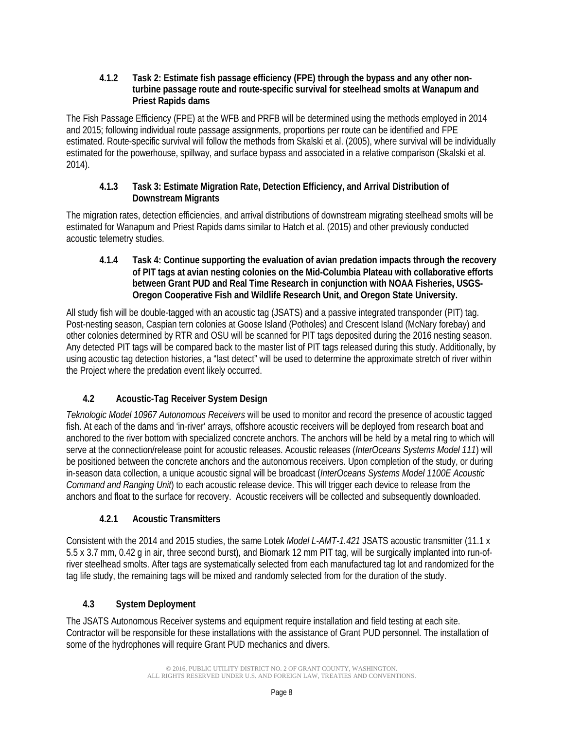### 4.1.2 Task 2: Estimate fish passage efficiency (FPE) through the bypass and any other non-turbine passage route and route-specific survival for steelhead smolts at Wanapum and Priest Rapids dams

The Fish Passage Efficiency (FPE) at the WFB and PRFB will be determined using the methods employed in 2014 and 2015; following individual route passage assignments, proportions per route can be identified and FPE estimated. Route-specific survival will follow the methods from Skalski et al. (2005), where survival will be individually estimated for the powerhouse, spillway, and surface bypass and associated in a relative comparison (Skalski et al. 2014).

### 4.1.3 Task 3: Estimate Migration Rate, Detection Efficiency, and Arrival Distribution of Downstream Migrants

The migration rates, detection efficiencies, and arrival distributions of downstream migrating steelhead smolts will be estimated for Wanapum and Priest Rapids dams similar to Hatch et al. (2015) and other previously conducted acoustic telemetry studies.

### 4.1.4 Task 4: Continue supporting the evaluation of avian predation impacts through the recovery of PIT tags at avian nesting colonies on the Mid-Columbia Plateau with collaborative efforts between Grant PUD and Real Time Research in conjunction with NOAA Fisheries, USGS-Oregon Cooperative Fish and Wildlife Research Unit, and Oregon State University.

All study fish will be double-tagged with an acoustic tag (JSATS) and a passive integrated transponder (PIT) tag. Post-nesting season, Caspian tern colonies at Goose Island (Potholes) and Crescent Island (McNary forebay) and other colonies determined by RTR and OSU will be scanned for PIT tags deposited during the 2016 nesting season. Any detected PIT tags will be compared back to the master list of PIT tags released during this study. Additionally, by using acoustic tag detection histories, a "last detect" will be used to determine the approximate stretch of river within the Project where the predation event likely occurred.

## 4.2 Acoustic-Tag Receiver System Design

*Teknologic Model 10967 Autonomous Receivers* will be used to monitor and record the presence of acoustic tagged fish. At each of the dams and 'in-river' arrays, offshore acoustic receivers will be deployed from research boat and anchored to the river bottom with specialized concrete anchors. The anchors will be held by a metal ring to which will serve at the connection/release point for acoustic releases. Acoustic releases (*InterOceans Systems Model 111*) will be positioned between the concrete anchors and the autonomous receivers. Upon completion of the study, or during in-season data collection, a unique acoustic signal will be broadcast (*InterOceans Systems Model 1100E Acoustic Command and Ranging Unit*) to each acoustic release device. This will trigger each device to release from the anchors and float to the surface for recovery. Acoustic receivers will be collected and subsequently downloaded.

### 4.2.1 Acoustic Transmitters

Consistent with the 2014 and 2015 studies, the same Lotek *Model L-AMT-1.421* JSATS acoustic transmitter (11.1 x 5.5 x 3.7 mm, 0.42 g in air, three second burst), and Biomark 12 mm PIT tag, will be surgically implanted into run-of-river steelhead smolts. After tags are systematically selected from each manufactured tag lot and randomized for the tag life study, the remaining tags will be mixed and randomly selected from for the duration of the study.

## 4.3 System Deployment

The JSATS Autonomous Receiver systems and equipment require installation and field testing at each site. Contractor will be responsible for these installations with the assistance of Grant PUD personnel. The installation of some of the hydrophones will require Grant PUD mechanics and divers.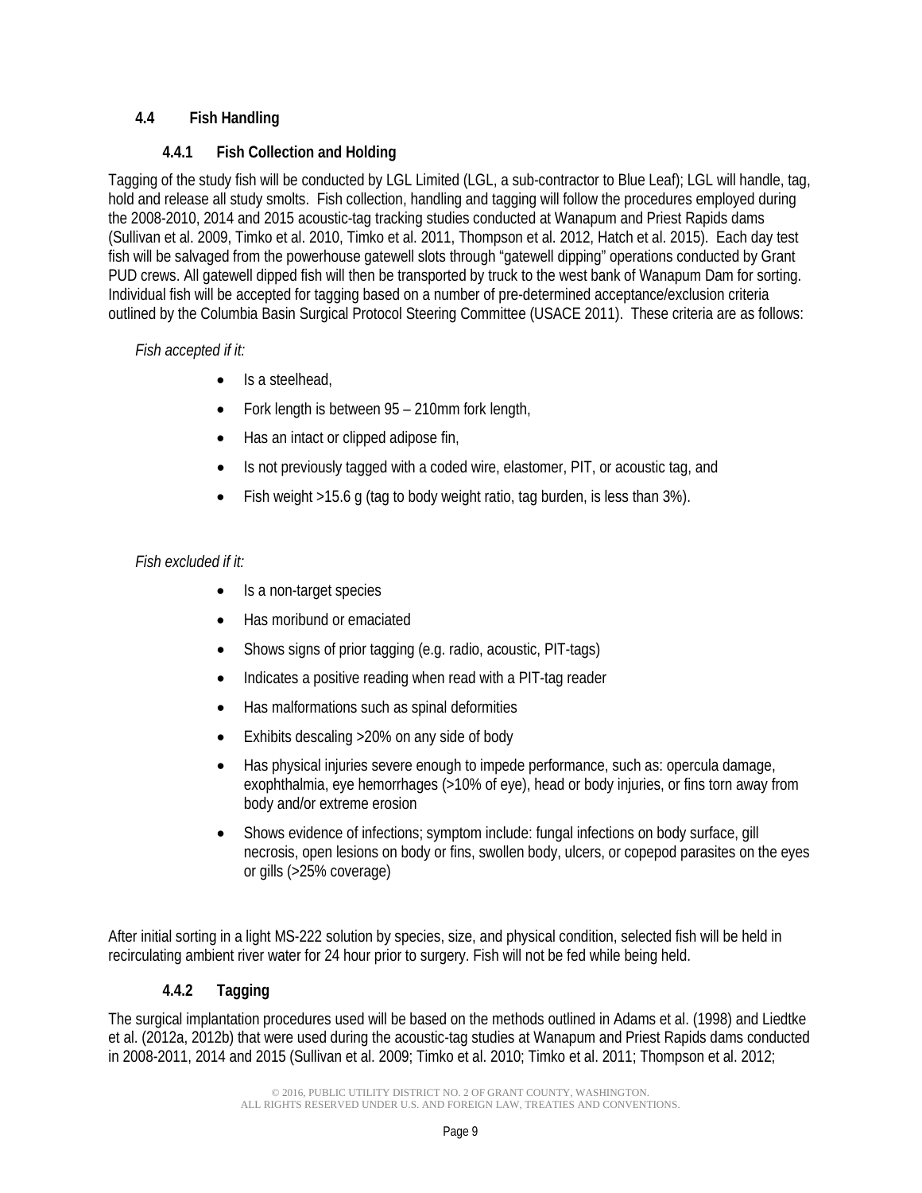### 4.4 Fish Handling

#### 4.4.1 Fish Collection and Holding

Tagging of the study fish will be conducted by LGL Limited (LGL, a sub-contractor to Blue Leaf); LGL will handle, tag, hold and release all study smolts. Fish collection, handling and tagging will follow the procedures employed during the 2008-2010, 2014 and 2015 acoustic-tag tracking studies conducted at Wanapum and Priest Rapids dams (Sullivan et al. 2009, Timko et al. 2010, Timko et al. 2011, Thompson et al. 2012, Hatch et al. 2015). Each day test fish will be salvaged from the powerhouse gatewell slots through "gatewell dipping" operations conducted by Grant PUD crews. All gatewell dipped fish will then be transported by truck to the west bank of Wanapum Dam for sorting. Individual fish will be accepted for tagging based on a number of pre-determined acceptance/exclusion criteria outlined by the Columbia Basin Surgical Protocol Steering Committee (USACE 2011). These criteria are as follows:

*Fish accepted if it:*

- Is a steelhead,
- Fork length is between 95 – 210mm fork length,
- Has an intact or clipped adipose fin,
- Is not previously tagged with a coded wire, elastomer, PIT, or acoustic tag, and
- Fish weight >15.6 g (tag to body weight ratio, tag burden, is less than 3%).

*Fish excluded if it:*

- Is a non-target species
- Has moribund or emaciated
- Shows signs of prior tagging (e.g. radio, acoustic, PIT-tags)
- Indicates a positive reading when read with a PIT-tag reader
- Has malformations such as spinal deformities
- Exhibits descaling >20% on any side of body
- Has physical injuries severe enough to impede performance, such as: opercula damage, exophthalmia, eye hemorrhages (>10% of eye), head or body injuries, or fins torn away from body and/or extreme erosion
- Shows evidence of infections; symptom include: fungal infections on body surface, gill necrosis, open lesions on body or fins, swollen body, ulcers, or copepod parasites on the eyes or gills (>25% coverage)

After initial sorting in a light MS-222 solution by species, size, and physical condition, selected fish will be held in recirculating ambient river water for 24 hour prior to surgery. Fish will not be fed while being held.

#### 4.4.2 Tagging

The surgical implantation procedures used will be based on the methods outlined in Adams et al. (1998) and Liedtke et al. (2012a, 2012b) that were used during the acoustic-tag studies at Wanapum and Priest Rapids dams conducted in 2008-2011, 2014 and 2015 (Sullivan et al. 2009; Timko et al. 2010; Timko et al. 2011; Thompson et al. 2012;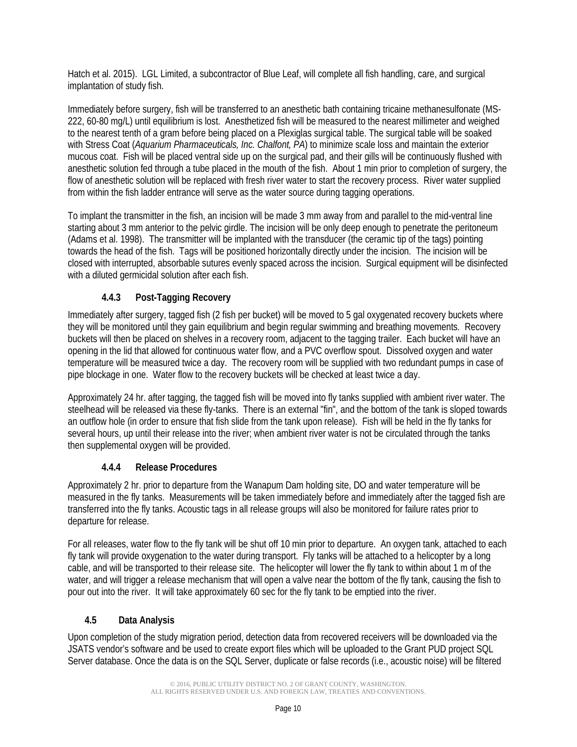Hatch et al. 2015). LGL Limited, a subcontractor of Blue Leaf, will complete all fish handling, care, and surgical implantation of study fish.

Immediately before surgery, fish will be transferred to an anesthetic bath containing tricaine methanesulfonate (MS-222, 60-80 mg/L) until equilibrium is lost. Anesthetized fish will be measured to the nearest millimeter and weighed to the nearest tenth of a gram before being placed on a Plexiglas surgical table. The surgical table will be soaked with Stress Coat (*Aquarium Pharmaceuticals, Inc. Chalfont, PA*) to minimize scale loss and maintain the exterior mucous coat. Fish will be placed ventral side up on the surgical pad, and their gills will be continuously flushed with anesthetic solution fed through a tube placed in the mouth of the fish. About 1 min prior to completion of surgery, the flow of anesthetic solution will be replaced with fresh river water to start the recovery process. River water supplied from within the fish ladder entrance will serve as the water source during tagging operations.

To implant the transmitter in the fish, an incision will be made 3 mm away from and parallel to the mid-ventral line starting about 3 mm anterior to the pelvic girdle. The incision will be only deep enough to penetrate the peritoneum (Adams et al. 1998). The transmitter will be implanted with the transducer (the ceramic tip of the tags) pointing towards the head of the fish. Tags will be positioned horizontally directly under the incision. The incision will be closed with interrupted, absorbable sutures evenly spaced across the incision. Surgical equipment will be disinfected with a diluted germicidal solution after each fish.

### 4.4.3 Post-Tagging Recovery

Immediately after surgery, tagged fish (2 fish per bucket) will be moved to 5 gal oxygenated recovery buckets where they will be monitored until they gain equilibrium and begin regular swimming and breathing movements. Recovery buckets will then be placed on shelves in a recovery room, adjacent to the tagging trailer. Each bucket will have an opening in the lid that allowed for continuous water flow, and a PVC overflow spout. Dissolved oxygen and water temperature will be measured twice a day. The recovery room will be supplied with two redundant pumps in case of pipe blockage in one. Water flow to the recovery buckets will be checked at least twice a day.

Approximately 24 hr. after tagging, the tagged fish will be moved into fly tanks supplied with ambient river water. The steelhead will be released via these fly-tanks. There is an external "fin", and the bottom of the tank is sloped towards an outflow hole (in order to ensure that fish slide from the tank upon release). Fish will be held in the fly tanks for several hours, up until their release into the river; when ambient river water is not be circulated through the tanks then supplemental oxygen will be provided.

### 4.4.4 Release Procedures

Approximately 2 hr. prior to departure from the Wanapum Dam holding site, DO and water temperature will be measured in the fly tanks. Measurements will be taken immediately before and immediately after the tagged fish are transferred into the fly tanks. Acoustic tags in all release groups will also be monitored for failure rates prior to departure for release.

For all releases, water flow to the fly tank will be shut off 10 min prior to departure. An oxygen tank, attached to each fly tank will provide oxygenation to the water during transport. Fly tanks will be attached to a helicopter by a long cable, and will be transported to their release site. The helicopter will lower the fly tank to within about 1 m of the water, and will trigger a release mechanism that will open a valve near the bottom of the fly tank, causing the fish to pour out into the river. It will take approximately 60 sec for the fly tank to be emptied into the river.

## 4.5 Data Analysis

Upon completion of the study migration period, detection data from recovered receivers will be downloaded via the JSATS vendor's software and be used to create export files which will be uploaded to the Grant PUD project SQL Server database. Once the data is on the SQL Server, duplicate or false records (i.e., acoustic noise) will be filtered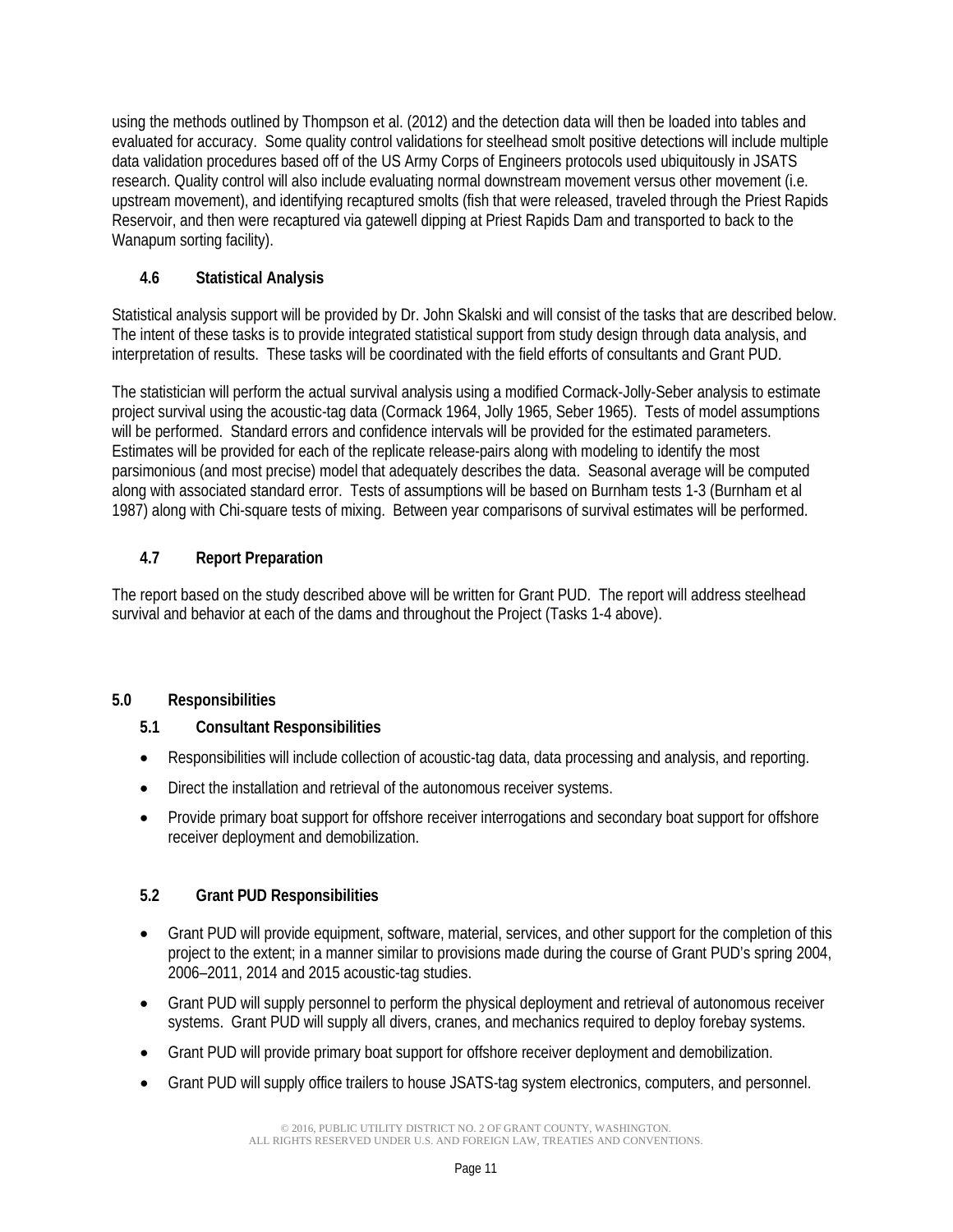using the methods outlined by Thompson et al. (2012) and the detection data will then be loaded into tables and evaluated for accuracy. Some quality control validations for steelhead smolt positive detections will include multiple data validation procedures based off of the US Army Corps of Engineers protocols used ubiquitously in JSATS research. Quality control will also include evaluating normal downstream movement versus other movement (i.e. upstream movement), and identifying recaptured smolts (fish that were released, traveled through the Priest Rapids Reservoir, and then were recaptured via gatewell dipping at Priest Rapids Dam and transported to back to the Wanapum sorting facility).

### 4.6 Statistical Analysis

Statistical analysis support will be provided by Dr. John Skalski and will consist of the tasks that are described below. The intent of these tasks is to provide integrated statistical support from study design through data analysis, and interpretation of results. These tasks will be coordinated with the field efforts of consultants and Grant PUD.

The statistician will perform the actual survival analysis using a modified Cormack-Jolly-Seber analysis to estimate project survival using the acoustic-tag data (Cormack 1964, Jolly 1965, Seber 1965). Tests of model assumptions will be performed. Standard errors and confidence intervals will be provided for the estimated parameters. Estimates will be provided for each of the replicate release-pairs along with modeling to identify the most parsimonious (and most precise) model that adequately describes the data. Seasonal average will be computed along with associated standard error. Tests of assumptions will be based on Burnham tests 1-3 (Burnham et al 1987) along with Chi-square tests of mixing. Between year comparisons of survival estimates will be performed.

### 4.7 Report Preparation

The report based on the study described above will be written for Grant PUD. The report will address steelhead survival and behavior at each of the dams and throughout the Project (Tasks 1-4 above).

## 5.0 Responsibilities

### 5.1 Consultant Responsibilities

- Responsibilities will include collection of acoustic-tag data, data processing and analysis, and reporting.
- Direct the installation and retrieval of the autonomous receiver systems.
- Provide primary boat support for offshore receiver interrogations and secondary boat support for offshore receiver deployment and demobilization.

### 5.2 Grant PUD Responsibilities

- Grant PUD will provide equipment, software, material, services, and other support for the completion of this project to the extent; in a manner similar to provisions made during the course of Grant PUD's spring 2004, 2006–2011, 2014 and 2015 acoustic-tag studies.
- Grant PUD will supply personnel to perform the physical deployment and retrieval of autonomous receiver systems. Grant PUD will supply all divers, cranes, and mechanics required to deploy forebay systems.
- Grant PUD will provide primary boat support for offshore receiver deployment and demobilization.
- Grant PUD will supply office trailers to house JSATS-tag system electronics, computers, and personnel.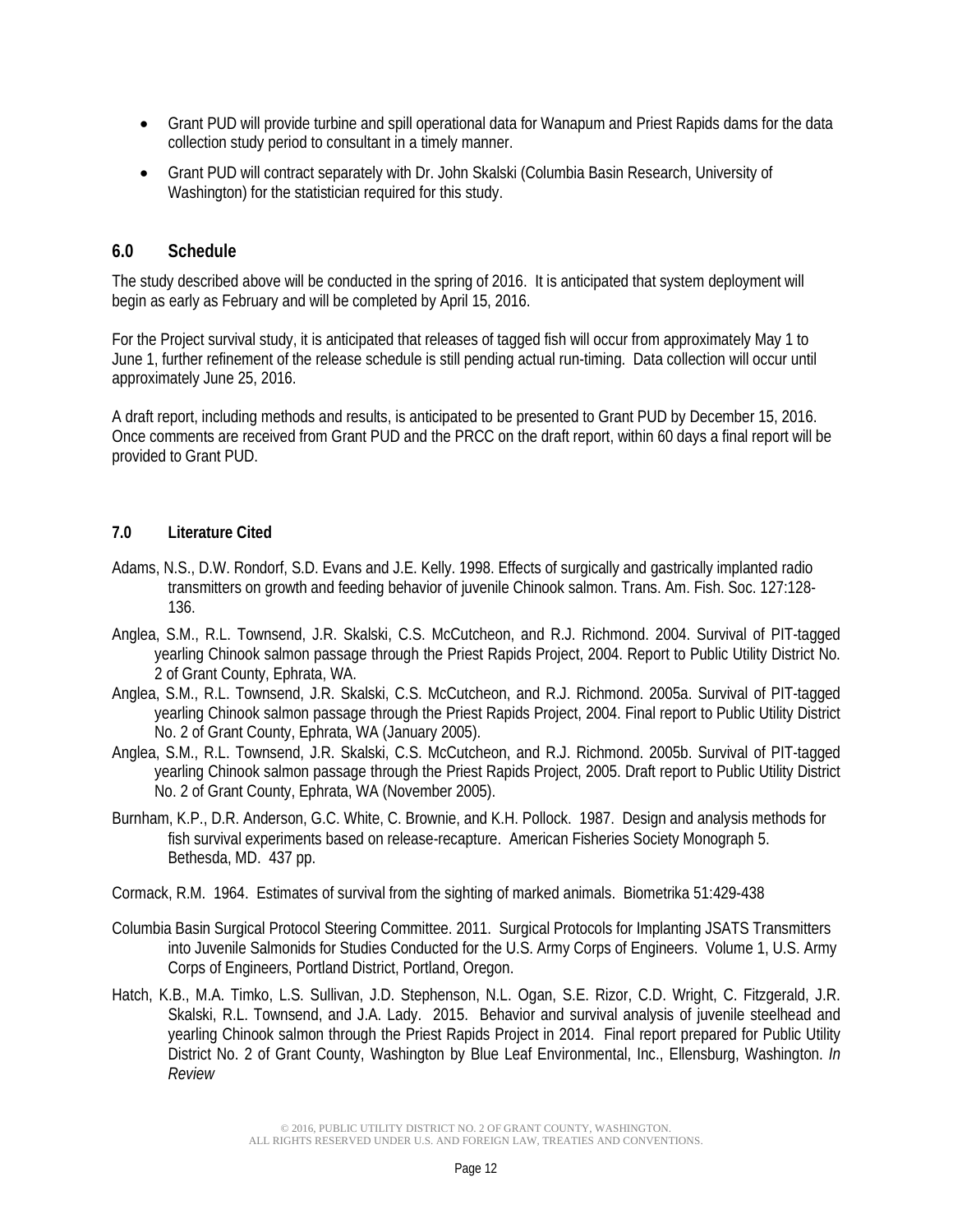- Grant PUD will provide turbine and spill operational data for Wanapum and Priest Rapids dams for the data collection study period to consultant in a timely manner.
- Grant PUD will contract separately with Dr. John Skalski (Columbia Basin Research, University of Washington) for the statistician required for this study.

## 6.0 Schedule

The study described above will be conducted in the spring of 2016. It is anticipated that system deployment will begin as early as February and will be completed by April 15, 2016.

For the Project survival study, it is anticipated that releases of tagged fish will occur from approximately May 1 to June 1, further refinement of the release schedule is still pending actual run-timing. Data collection will occur until approximately June 25, 2016.

A draft report, including methods and results, is anticipated to be presented to Grant PUD by December 15, 2016. Once comments are received from Grant PUD and the PRCC on the draft report, within 60 days a final report will be provided to Grant PUD.

## 7.0 Literature Cited

Adams, N.S., D.W. Rondorf, S.D. Evans and J.E. Kelly. 1998. Effects of surgically and gastrically implanted radio transmitters on growth and feeding behavior of juvenile Chinook salmon. Trans. Am. Fish. Soc. 127:128-136.

Anglea, S.M., R.L. Townsend, J.R. Skalski, C.S. McCutcheon, and R.J. Richmond. 2004. Survival of PIT-tagged yearling Chinook salmon passage through the Priest Rapids Project, 2004. Report to Public Utility District No. 2 of Grant County, Ephrata, WA.

Anglea, S.M., R.L. Townsend, J.R. Skalski, C.S. McCutcheon, and R.J. Richmond. 2005a. Survival of PIT-tagged yearling Chinook salmon passage through the Priest Rapids Project, 2004. Final report to Public Utility District No. 2 of Grant County, Ephrata, WA (January 2005).

Anglea, S.M., R.L. Townsend, J.R. Skalski, C.S. McCutcheon, and R.J. Richmond. 2005b. Survival of PIT-tagged yearling Chinook salmon passage through the Priest Rapids Project, 2005. Draft report to Public Utility District No. 2 of Grant County, Ephrata, WA (November 2005).

Burnham, K.P., D.R. Anderson, G.C. White, C. Brownie, and K.H. Pollock. 1987. Design and analysis methods for fish survival experiments based on release-recapture. American Fisheries Society Monograph 5. Bethesda, MD. 437 pp.

Cormack, R.M. 1964. Estimates of survival from the sighting of marked animals. Biometrika 51:429-438

Columbia Basin Surgical Protocol Steering Committee. 2011. Surgical Protocols for Implanting JSATS Transmitters into Juvenile Salmonids for Studies Conducted for the U.S. Army Corps of Engineers. Volume 1, U.S. Army Corps of Engineers, Portland District, Portland, Oregon.

Hatch, K.B., M.A. Timko, L.S. Sullivan, J.D. Stephenson, N.L. Ogan, S.E. Rizor, C.D. Wright, C. Fitzgerald, J.R. Skalski, R.L. Townsend, and J.A. Lady. 2015. Behavior and survival analysis of juvenile steelhead and yearling Chinook salmon through the Priest Rapids Project in 2014. Final report prepared for Public Utility District No. 2 of Grant County, Washington by Blue Leaf Environmental, Inc., Ellensburg, Washington. *In Review*

© 2016, PUBLIC UTILITY DISTRICT NO. 2 OF GRANT COUNTY, WASHINGTON.
ALL RIGHTS RESERVED UNDER U.S. AND FOREIGN LAW, TREATIES AND CONVENTIONS.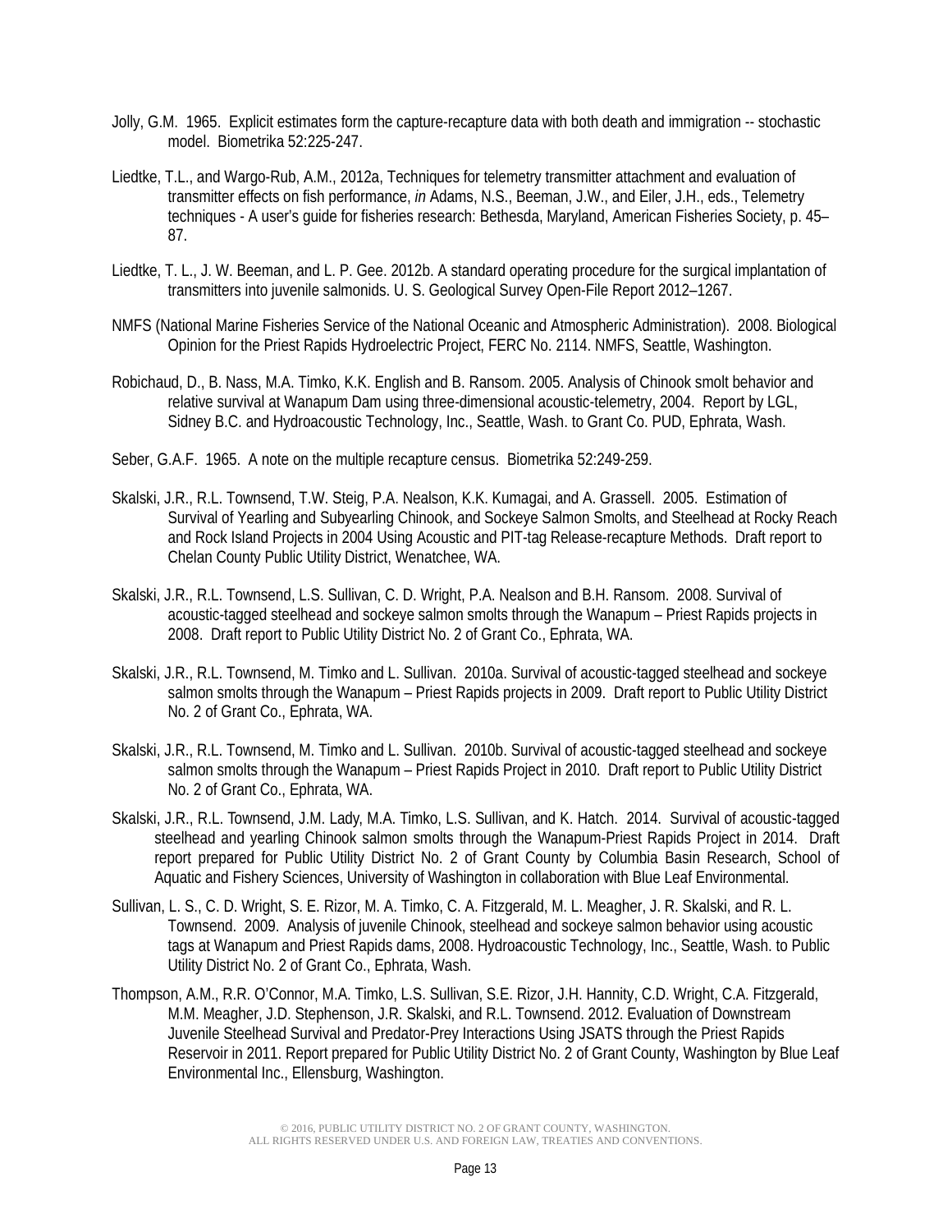Jolly, G.M. 1965. Explicit estimates form the capture-recapture data with both death and immigration -- stochastic model. Biometrika 52:225-247.

Liedtke, T.L., and Wargo-Rub, A.M., 2012a, Techniques for telemetry transmitter attachment and evaluation of transmitter effects on fish performance, *in* Adams, N.S., Beeman, J.W., and Eiler, J.H., eds., Telemetry techniques - A user's guide for fisheries research: Bethesda, Maryland, American Fisheries Society, p. 45–87.

Liedtke, T. L., J. W. Beeman, and L. P. Gee. 2012b. A standard operating procedure for the surgical implantation of transmitters into juvenile salmonids. U. S. Geological Survey Open-File Report 2012–1267.

NMFS (National Marine Fisheries Service of the National Oceanic and Atmospheric Administration). 2008. Biological Opinion for the Priest Rapids Hydroelectric Project, FERC No. 2114. NMFS, Seattle, Washington.

Robichaud, D., B. Nass, M.A. Timko, K.K. English and B. Ransom. 2005. Analysis of Chinook smolt behavior and relative survival at Wanapum Dam using three-dimensional acoustic-telemetry, 2004. Report by LGL, Sidney B.C. and Hydroacoustic Technology, Inc., Seattle, Wash. to Grant Co. PUD, Ephrata, Wash.

Seber, G.A.F. 1965. A note on the multiple recapture census. Biometrika 52:249-259.

Skalski, J.R., R.L. Townsend, T.W. Steig, P.A. Nealson, K.K. Kumagai, and A. Grassell. 2005. Estimation of Survival of Yearling and Subyearling Chinook, and Sockeye Salmon Smolts, and Steelhead at Rocky Reach and Rock Island Projects in 2004 Using Acoustic and PIT-tag Release-recapture Methods. Draft report to Chelan County Public Utility District, Wenatchee, WA.

Skalski, J.R., R.L. Townsend, L.S. Sullivan, C. D. Wright, P.A. Nealson and B.H. Ransom. 2008. Survival of acoustic-tagged steelhead and sockeye salmon smolts through the Wanapum – Priest Rapids projects in 2008. Draft report to Public Utility District No. 2 of Grant Co., Ephrata, WA.

Skalski, J.R., R.L. Townsend, M. Timko and L. Sullivan. 2010a. Survival of acoustic-tagged steelhead and sockeye salmon smolts through the Wanapum – Priest Rapids projects in 2009. Draft report to Public Utility District No. 2 of Grant Co., Ephrata, WA.

Skalski, J.R., R.L. Townsend, M. Timko and L. Sullivan. 2010b. Survival of acoustic-tagged steelhead and sockeye salmon smolts through the Wanapum – Priest Rapids Project in 2010. Draft report to Public Utility District No. 2 of Grant Co., Ephrata, WA.

Skalski, J.R., R.L. Townsend, J.M. Lady, M.A. Timko, L.S. Sullivan, and K. Hatch. 2014. Survival of acoustic-tagged steelhead and yearling Chinook salmon smolts through the Wanapum-Priest Rapids Project in 2014. Draft report prepared for Public Utility District No. 2 of Grant County by Columbia Basin Research, School of Aquatic and Fishery Sciences, University of Washington in collaboration with Blue Leaf Environmental.

Sullivan, L. S., C. D. Wright, S. E. Rizor, M. A. Timko, C. A. Fitzgerald, M. L. Meagher, J. R. Skalski, and R. L. Townsend. 2009. Analysis of juvenile Chinook, steelhead and sockeye salmon behavior using acoustic tags at Wanapum and Priest Rapids dams, 2008. Hydroacoustic Technology, Inc., Seattle, Wash. to Public Utility District No. 2 of Grant Co., Ephrata, Wash.

Thompson, A.M., R.R. O'Connor, M.A. Timko, L.S. Sullivan, S.E. Rizor, J.H. Hannity, C.D. Wright, C.A. Fitzgerald, M.M. Meagher, J.D. Stephenson, J.R. Skalski, and R.L. Townsend. 2012. Evaluation of Downstream Juvenile Steelhead Survival and Predator-Prey Interactions Using JSATS through the Priest Rapids Reservoir in 2011. Report prepared for Public Utility District No. 2 of Grant County, Washington by Blue Leaf Environmental Inc., Ellensburg, Washington.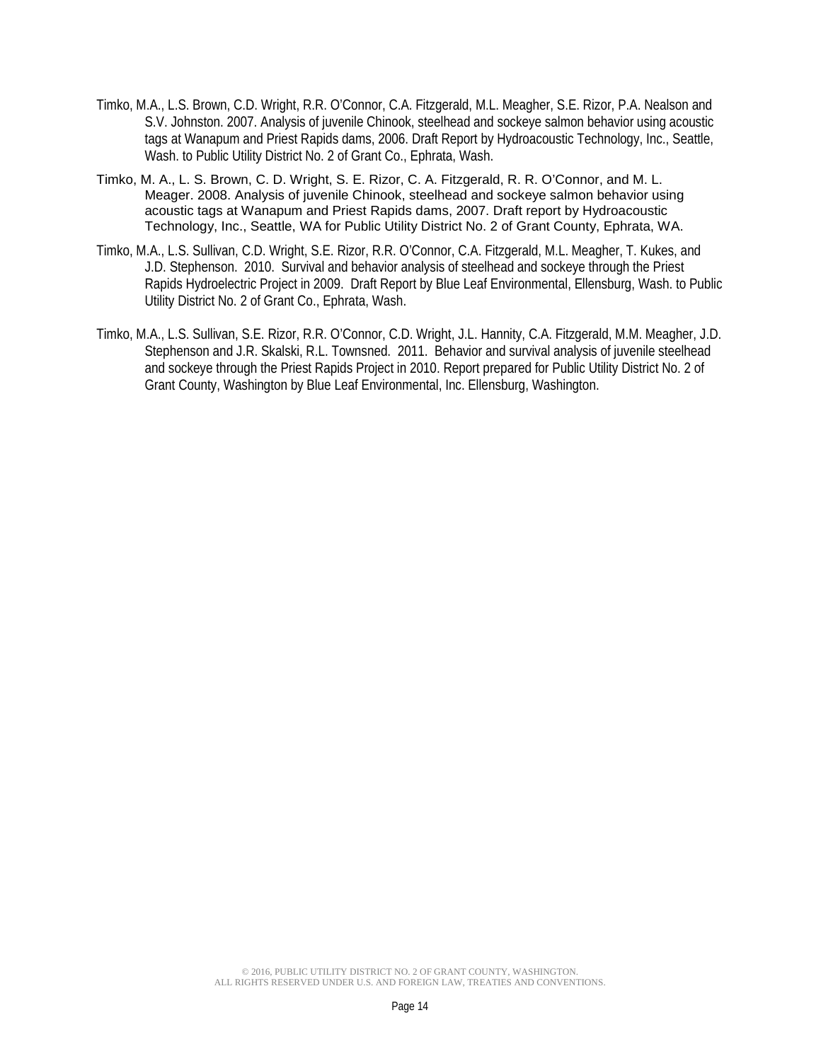Timko, M.A., L.S. Brown, C.D. Wright, R.R. O'Connor, C.A. Fitzgerald, M.L. Meagher, S.E. Rizor, P.A. Nealson and S.V. Johnston. 2007. Analysis of juvenile Chinook, steelhead and sockeye salmon behavior using acoustic tags at Wanapum and Priest Rapids dams, 2006. Draft Report by Hydroacoustic Technology, Inc., Seattle, Wash. to Public Utility District No. 2 of Grant Co., Ephrata, Wash.

Timko, M. A., L. S. Brown, C. D. Wright, S. E. Rizor, C. A. Fitzgerald, R. R. O'Connor, and M. L. Meager. 2008. Analysis of juvenile Chinook, steelhead and sockeye salmon behavior using acoustic tags at Wanapum and Priest Rapids dams, 2007. Draft report by Hydroacoustic Technology, Inc., Seattle, WA for Public Utility District No. 2 of Grant County, Ephrata, WA.

Timko, M.A., L.S. Sullivan, C.D. Wright, S.E. Rizor, R.R. O'Connor, C.A. Fitzgerald, M.L. Meagher, T. Kukes, and J.D. Stephenson. 2010. Survival and behavior analysis of steelhead and sockeye through the Priest Rapids Hydroelectric Project in 2009. Draft Report by Blue Leaf Environmental, Ellensburg, Wash. to Public Utility District No. 2 of Grant Co., Ephrata, Wash.

Timko, M.A., L.S. Sullivan, S.E. Rizor, R.R. O'Connor, C.D. Wright, J.L. Hannity, C.A. Fitzgerald, M.M. Meagher, J.D. Stephenson and J.R. Skalski, R.L. Townsned. 2011. Behavior and survival analysis of juvenile steelhead and sockeye through the Priest Rapids Project in 2010. Report prepared for Public Utility District No. 2 of Grant County, Washington by Blue Leaf Environmental, Inc. Ellensburg, Washington.

© 2016, PUBLIC UTILITY DISTRICT NO. 2 OF GRANT COUNTY, WASHINGTON.
ALL RIGHTS RESERVED UNDER U.S. AND FOREIGN LAW, TREATIES AND CONVENTIONS.